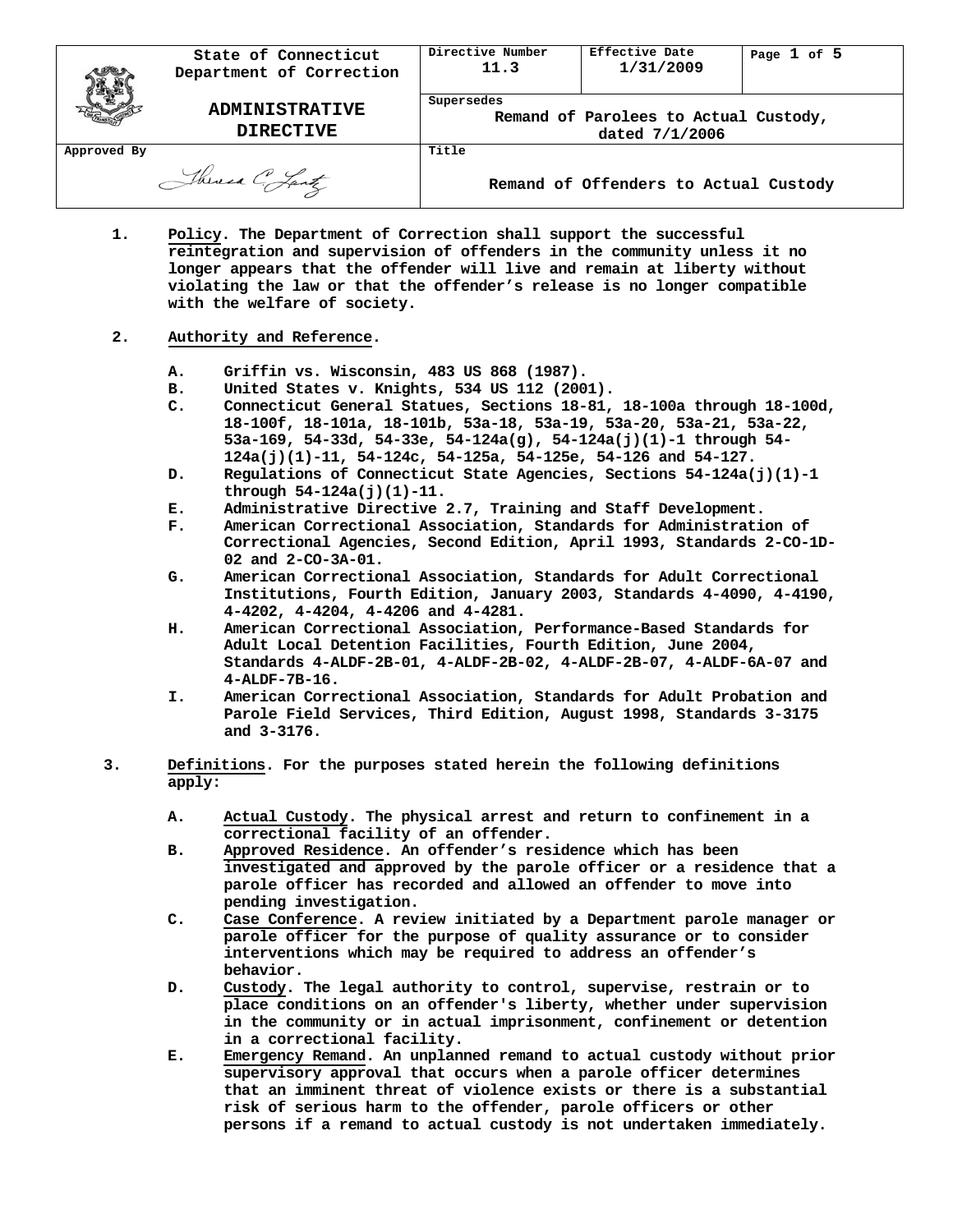| State of Connecticut Department of Correction | Directive Number 11.3 | Effective Date 1/31/2009 | Page 1 of 5 |
|---|---|---|---|
| **ADMINISTRATIVE DIRECTIVE** | Supersedes: Remand of Parolees to Actual Custody, dated 7/1/2006 | | |
| Approved By: Theresa C. Lantz | Title: **Remand of Offenders to Actual Custody** | | |

1. **Policy**. The Department of Correction shall support the successful reintegration and supervision of offenders in the community unless it no longer appears that the offender will live and remain at liberty without violating the law or that the offender's release is no longer compatible with the welfare of society.

2. **Authority and Reference**.

   A. Griffin vs. Wisconsin, 483 US 868 (1987).
   B. United States v. Knights, 534 US 112 (2001).
   C. Connecticut General Statues, Sections 18-81, 18-100a through 18-100d, 18-100f, 18-101a, 18-101b, 53a-18, 53a-19, 53a-20, 53a-21, 53a-22, 53a-169, 54-33d, 54-33e, 54-124a(g), 54-124a(j)(1)-1 through 54-124a(j)(1)-11, 54-124c, 54-125a, 54-125e, 54-126 and 54-127.
   D. Regulations of Connecticut State Agencies, Sections 54-124a(j)(1)-1 through 54-124a(j)(1)-11.
   E. Administrative Directive 2.7, Training and Staff Development.
   F. American Correctional Association, Standards for Administration of Correctional Agencies, Second Edition, April 1993, Standards 2-CO-1D-02 and 2-CO-3A-01.
   G. American Correctional Association, Standards for Adult Correctional Institutions, Fourth Edition, January 2003, Standards 4-4090, 4-4190, 4-4202, 4-4204, 4-4206 and 4-4281.
   H. American Correctional Association, Performance-Based Standards for Adult Local Detention Facilities, Fourth Edition, June 2004, Standards 4-ALDF-2B-01, 4-ALDF-2B-02, 4-ALDF-2B-07, 4-ALDF-6A-07 and 4-ALDF-7B-16.
   I. American Correctional Association, Standards for Adult Probation and Parole Field Services, Third Edition, August 1998, Standards 3-3175 and 3-3176.

3. **Definitions**. For the purposes stated herein the following definitions apply:

   A. Actual Custody. The physical arrest and return to confinement in a correctional facility of an offender.
   B. Approved Residence. An offender's residence which has been investigated and approved by the parole officer or a residence that a parole officer has recorded and allowed an offender to move into pending investigation.
   C. Case Conference. A review initiated by a Department parole manager or parole officer for the purpose of quality assurance or to consider interventions which may be required to address an offender's behavior.
   D. Custody. The legal authority to control, supervise, restrain or to place conditions on an offender's liberty, whether under supervision in the community or in actual imprisonment, confinement or detention in a correctional facility.
   E. Emergency Remand. An unplanned remand to actual custody without prior supervisory approval that occurs when a parole officer determines that an imminent threat of violence exists or there is a substantial risk of serious harm to the offender, parole officers or other persons if a remand to actual custody is not undertaken immediately.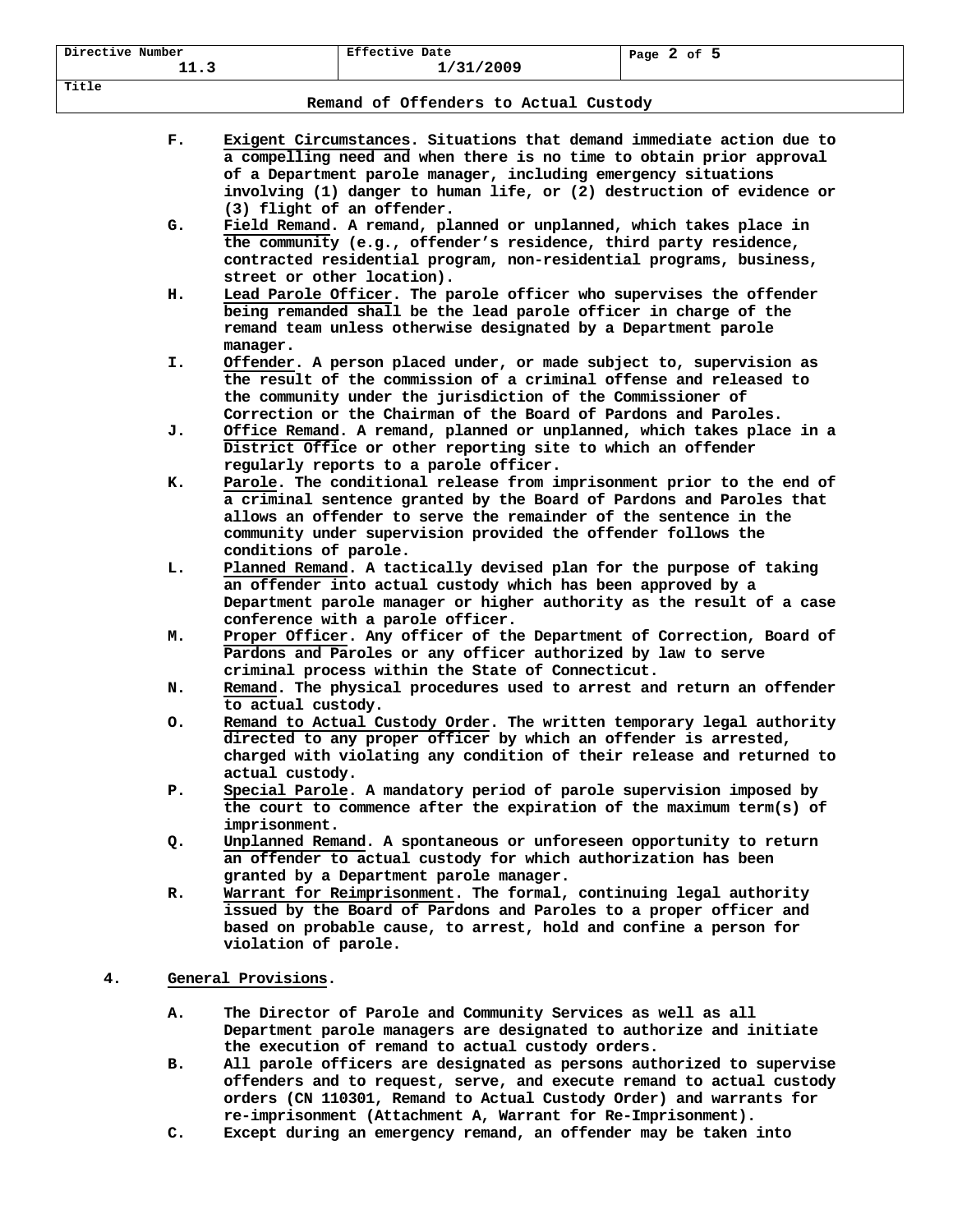F. Exigent Circumstances. Situations that demand immediate action due to a compelling need and when there is no time to obtain prior approval of a Department parole manager, including emergency situations involving (1) danger to human life, or (2) destruction of evidence or (3) flight of an offender.

G. Field Remand. A remand, planned or unplanned, which takes place in the community (e.g., offender's residence, third party residence, contracted residential program, non-residential programs, business, street or other location).

H. Lead Parole Officer. The parole officer who supervises the offender being remanded shall be the lead parole officer in charge of the remand team unless otherwise designated by a Department parole manager.

I. Offender. A person placed under, or made subject to, supervision as the result of the commission of a criminal offense and released to the community under the jurisdiction of the Commissioner of Correction or the Chairman of the Board of Pardons and Paroles.

J. Office Remand. A remand, planned or unplanned, which takes place in a District Office or other reporting site to which an offender regularly reports to a parole officer.

K. Parole. The conditional release from imprisonment prior to the end of a criminal sentence granted by the Board of Pardons and Paroles that allows an offender to serve the remainder of the sentence in the community under supervision provided the offender follows the conditions of parole.

L. Planned Remand. A tactically devised plan for the purpose of taking an offender into actual custody which has been approved by a Department parole manager or higher authority as the result of a case conference with a parole officer.

M. Proper Officer. Any officer of the Department of Correction, Board of Pardons and Paroles or any officer authorized by law to serve criminal process within the State of Connecticut.

N. Remand. The physical procedures used to arrest and return an offender to actual custody.

O. Remand to Actual Custody Order. The written temporary legal authority directed to any proper officer by which an offender is arrested, charged with violating any condition of their release and returned to actual custody.

P. Special Parole. A mandatory period of parole supervision imposed by the court to commence after the expiration of the maximum term(s) of imprisonment.

Q. Unplanned Remand. A spontaneous or unforeseen opportunity to return an offender to actual custody for which authorization has been granted by a Department parole manager.

R. Warrant for Reimprisonment. The formal, continuing legal authority issued by the Board of Pardons and Paroles to a proper officer and based on probable cause, to arrest, hold and confine a person for violation of parole.

4. General Provisions.

A. The Director of Parole and Community Services as well as all Department parole managers are designated to authorize and initiate the execution of remand to actual custody orders.

B. All parole officers are designated as persons authorized to supervise offenders and to request, serve, and execute remand to actual custody orders (CN 110301, Remand to Actual Custody Order) and warrants for re-imprisonment (Attachment A, Warrant for Re-Imprisonment).

C. Except during an emergency remand, an offender may be taken into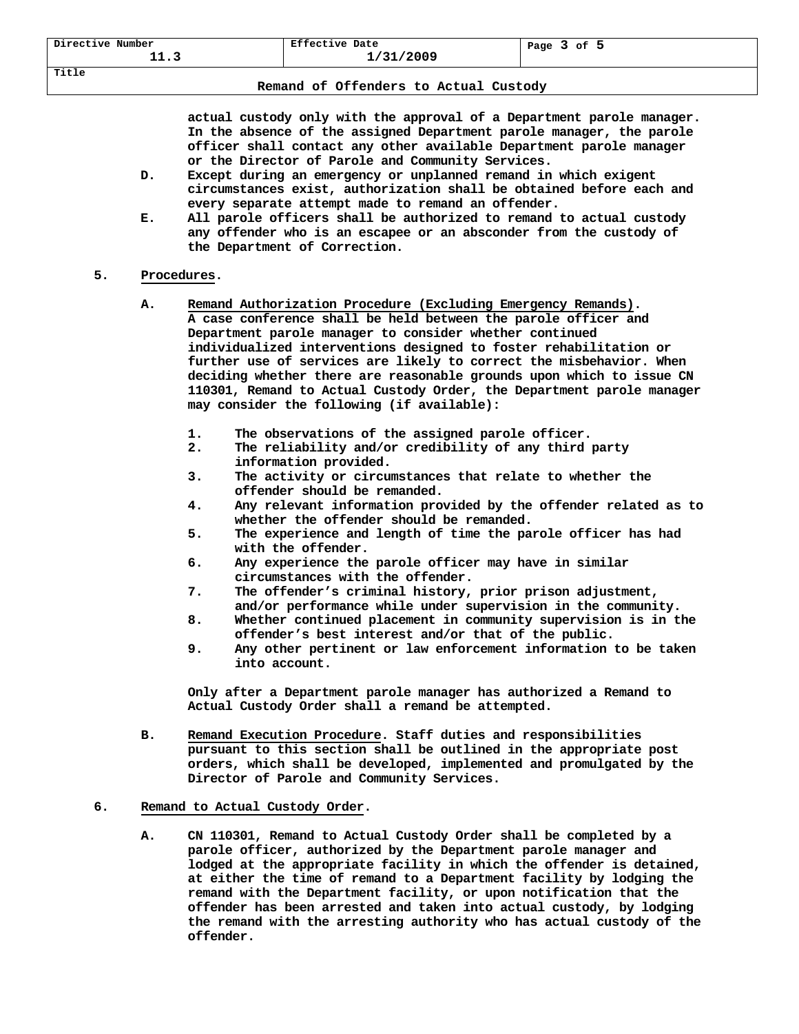actual custody only with the approval of a Department parole manager. In the absence of the assigned Department parole manager, the parole officer shall contact any other available Department parole manager or the Director of Parole and Community Services.

D. Except during an emergency or unplanned remand in which exigent circumstances exist, authorization shall be obtained before each and every separate attempt made to remand an offender.

E. All parole officers shall be authorized to remand to actual custody any offender who is an escapee or an absconder from the custody of the Department of Correction.

5. **Procedures.**

A. **Remand Authorization Procedure (Excluding Emergency Remands).** A case conference shall be held between the parole officer and Department parole manager to consider whether continued individualized interventions designed to foster rehabilitation or further use of services are likely to correct the misbehavior. When deciding whether there are reasonable grounds upon which to issue CN 110301, Remand to Actual Custody Order, the Department parole manager may consider the following (if available):

1. The observations of the assigned parole officer.
2. The reliability and/or credibility of any third party information provided.
3. The activity or circumstances that relate to whether the offender should be remanded.
4. Any relevant information provided by the offender related as to whether the offender should be remanded.
5. The experience and length of time the parole officer has had with the offender.
6. Any experience the parole officer may have in similar circumstances with the offender.
7. The offender’s criminal history, prior prison adjustment, and/or performance while under supervision in the community.
8. Whether continued placement in community supervision is in the offender’s best interest and/or that of the public.
9. Any other pertinent or law enforcement information to be taken into account.

Only after a Department parole manager has authorized a Remand to Actual Custody Order shall a remand be attempted.

B. **Remand Execution Procedure.** Staff duties and responsibilities pursuant to this section shall be outlined in the appropriate post orders, which shall be developed, implemented and promulgated by the Director of Parole and Community Services.

6. **Remand to Actual Custody Order.**

A. CN 110301, Remand to Actual Custody Order shall be completed by a parole officer, authorized by the Department parole manager and lodged at the appropriate facility in which the offender is detained, at either the time of remand to a Department facility by lodging the remand with the Department facility, or upon notification that the offender has been arrested and taken into actual custody, by lodging the remand with the arresting authority who has actual custody of the offender.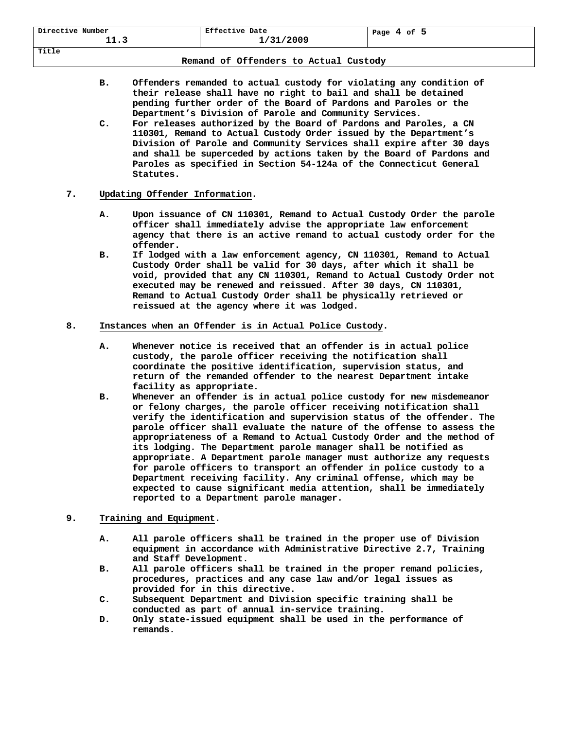B. Offenders remanded to actual custody for violating any condition of their release shall have no right to bail and shall be detained pending further order of the Board of Pardons and Paroles or the Department's Division of Parole and Community Services.

C. For releases authorized by the Board of Pardons and Paroles, a CN 110301, Remand to Actual Custody Order issued by the Department's Division of Parole and Community Services shall expire after 30 days and shall be superceded by actions taken by the Board of Pardons and Paroles as specified in Section 54-124a of the Connecticut General Statutes.

7. Updating Offender Information.

A. Upon issuance of CN 110301, Remand to Actual Custody Order the parole officer shall immediately advise the appropriate law enforcement agency that there is an active remand to actual custody order for the offender.

B. If lodged with a law enforcement agency, CN 110301, Remand to Actual Custody Order shall be valid for 30 days, after which it shall be void, provided that any CN 110301, Remand to Actual Custody Order not executed may be renewed and reissued. After 30 days, CN 110301, Remand to Actual Custody Order shall be physically retrieved or reissued at the agency where it was lodged.

8. Instances when an Offender is in Actual Police Custody.

A. Whenever notice is received that an offender is in actual police custody, the parole officer receiving the notification shall coordinate the positive identification, supervision status, and return of the remanded offender to the nearest Department intake facility as appropriate.

B. Whenever an offender is in actual police custody for new misdemeanor or felony charges, the parole officer receiving notification shall verify the identification and supervision status of the offender. The parole officer shall evaluate the nature of the offense to assess the appropriateness of a Remand to Actual Custody Order and the method of its lodging. The Department parole manager shall be notified as appropriate. A Department parole manager must authorize any requests for parole officers to transport an offender in police custody to a Department receiving facility. Any criminal offense, which may be expected to cause significant media attention, shall be immediately reported to a Department parole manager.

9. Training and Equipment.

A. All parole officers shall be trained in the proper use of Division equipment in accordance with Administrative Directive 2.7, Training and Staff Development.

B. All parole officers shall be trained in the proper remand policies, procedures, practices and any case law and/or legal issues as provided for in this directive.

C. Subsequent Department and Division specific training shall be conducted as part of annual in-service training.

D. Only state-issued equipment shall be used in the performance of remands.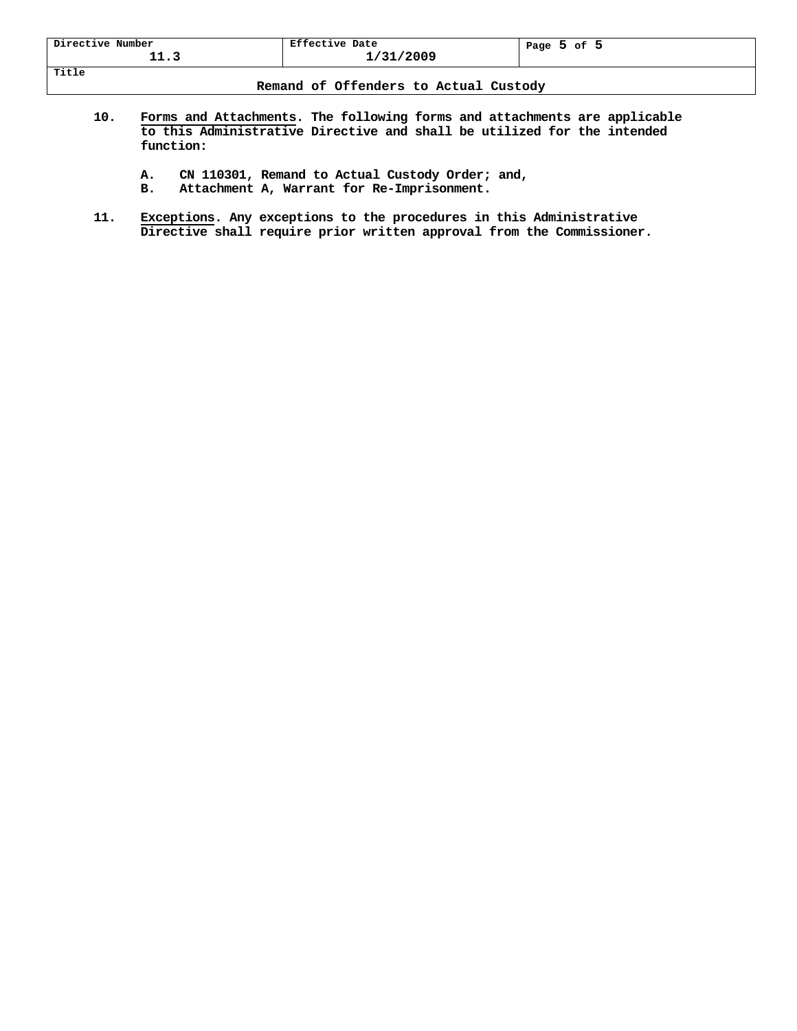10. **Forms and Attachments**. The following forms and attachments are applicable to this Administrative Directive and shall be utilized for the intended function:

    A. CN 110301, Remand to Actual Custody Order; and,
    B. Attachment A, Warrant for Re-Imprisonment.

11. **Exceptions**. Any exceptions to the procedures in this Administrative Directive shall require prior written approval from the Commissioner.